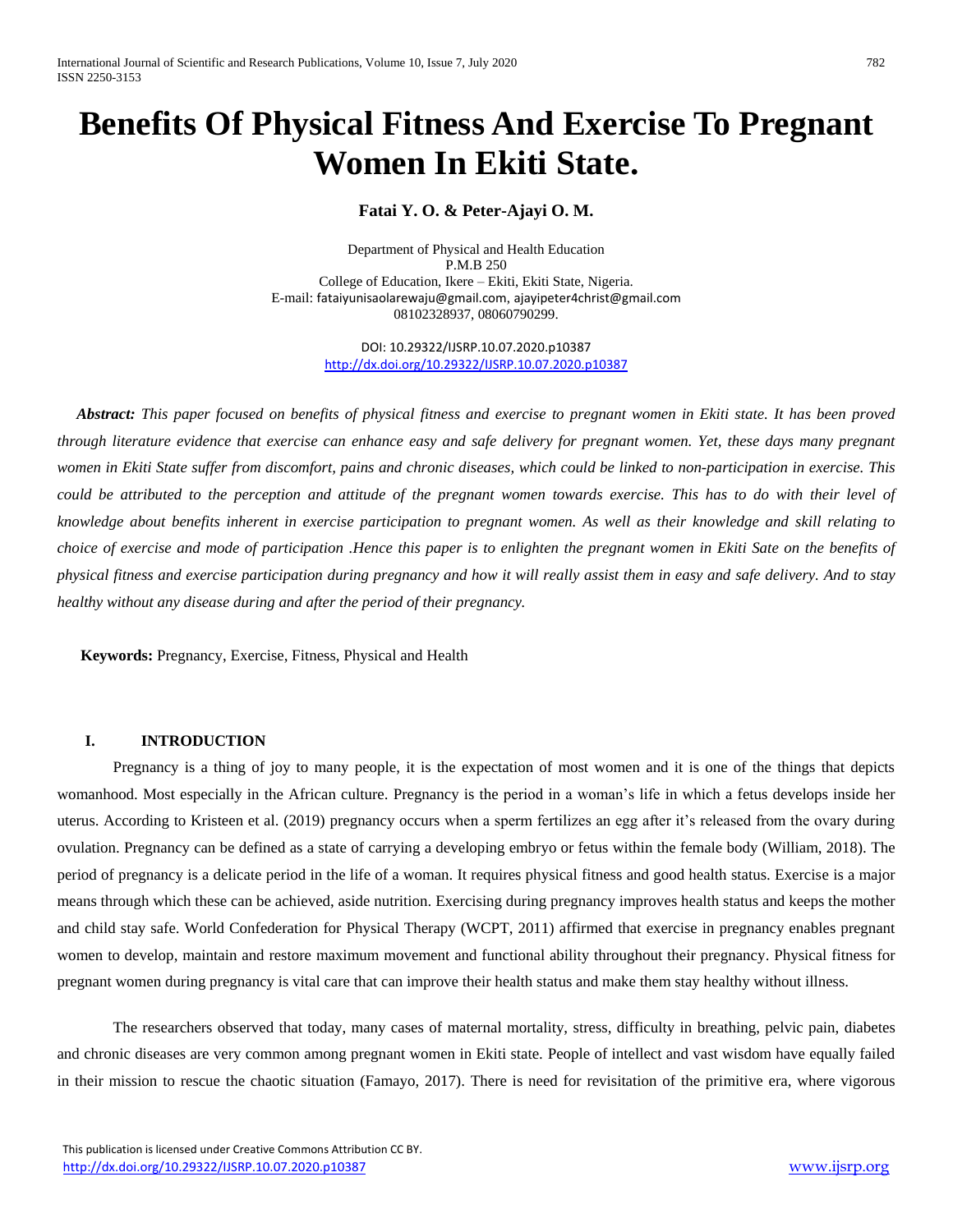# Benefits Of Physical Fitness And Exercise To Pregnant Women In Ekiti State.

**Fatai Y. O. & Peter-Ajayi O. M.**

Department of Physical and Health Education
P.M.B 250
College of Education, Ikere – Ekiti, Ekiti State, Nigeria.
E-mail: fataiyunisaolarewaju@gmail.com, ajayipeter4christ@gmail.com
08102328937, 08060790299.

DOI: 10.29322/IJSRP.10.07.2020.p10387
http://dx.doi.org/10.29322/IJSRP.10.07.2020.p10387

***Abstract:*** *This paper focused on benefits of physical fitness and exercise to pregnant women in Ekiti state. It has been proved through literature evidence that exercise can enhance easy and safe delivery for pregnant women. Yet, these days many pregnant women in Ekiti State suffer from discomfort, pains and chronic diseases, which could be linked to non-participation in exercise. This could be attributed to the perception and attitude of the pregnant women towards exercise. This has to do with their level of knowledge about benefits inherent in exercise participation to pregnant women. As well as their knowledge and skill relating to choice of exercise and mode of participation .Hence this paper is to enlighten the pregnant women in Ekiti Sate on the benefits of physical fitness and exercise participation during pregnancy and how it will really assist them in easy and safe delivery. And to stay healthy without any disease during and after the period of their pregnancy.*

**Keywords:** Pregnancy, Exercise, Fitness, Physical and Health

## I. INTRODUCTION

Pregnancy is a thing of joy to many people, it is the expectation of most women and it is one of the things that depicts womanhood. Most especially in the African culture. Pregnancy is the period in a woman's life in which a fetus develops inside her uterus. According to Kristeen et al. (2019) pregnancy occurs when a sperm fertilizes an egg after it's released from the ovary during ovulation. Pregnancy can be defined as a state of carrying a developing embryo or fetus within the female body (William, 2018). The period of pregnancy is a delicate period in the life of a woman. It requires physical fitness and good health status. Exercise is a major means through which these can be achieved, aside nutrition. Exercising during pregnancy improves health status and keeps the mother and child stay safe. World Confederation for Physical Therapy (WCPT, 2011) affirmed that exercise in pregnancy enables pregnant women to develop, maintain and restore maximum movement and functional ability throughout their pregnancy. Physical fitness for pregnant women during pregnancy is vital care that can improve their health status and make them stay healthy without illness.

The researchers observed that today, many cases of maternal mortality, stress, difficulty in breathing, pelvic pain, diabetes and chronic diseases are very common among pregnant women in Ekiti state. People of intellect and vast wisdom have equally failed in their mission to rescue the chaotic situation (Famayo, 2017). There is need for revisitation of the primitive era, where vigorous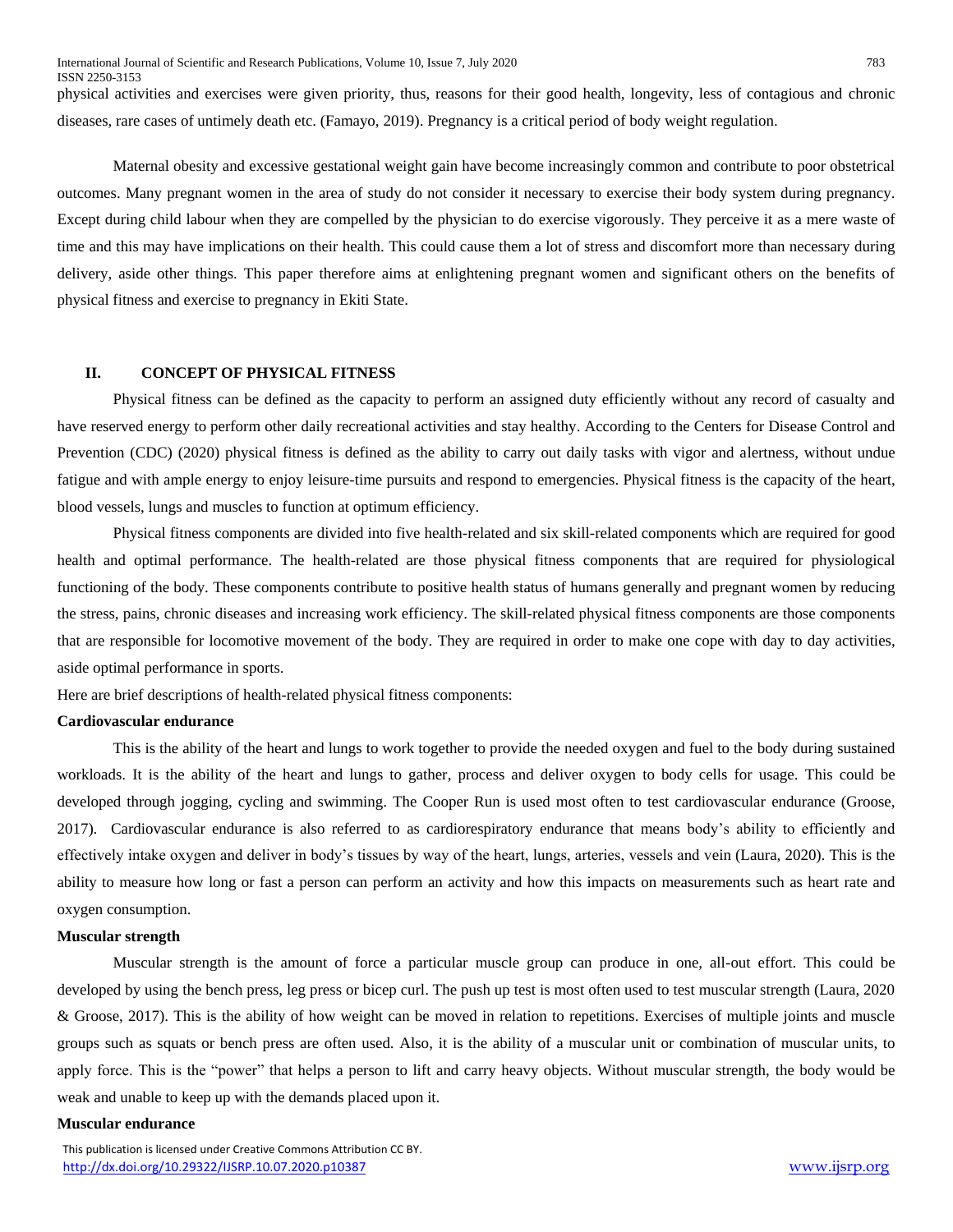physical activities and exercises were given priority, thus, reasons for their good health, longevity, less of contagious and chronic diseases, rare cases of untimely death etc. (Famayo, 2019). Pregnancy is a critical period of body weight regulation.

Maternal obesity and excessive gestational weight gain have become increasingly common and contribute to poor obstetrical outcomes. Many pregnant women in the area of study do not consider it necessary to exercise their body system during pregnancy. Except during child labour when they are compelled by the physician to do exercise vigorously. They perceive it as a mere waste of time and this may have implications on their health. This could cause them a lot of stress and discomfort more than necessary during delivery, aside other things. This paper therefore aims at enlightening pregnant women and significant others on the benefits of physical fitness and exercise to pregnancy in Ekiti State.

## II. CONCEPT OF PHYSICAL FITNESS

Physical fitness can be defined as the capacity to perform an assigned duty efficiently without any record of casualty and have reserved energy to perform other daily recreational activities and stay healthy. According to the Centers for Disease Control and Prevention (CDC) (2020) physical fitness is defined as the ability to carry out daily tasks with vigor and alertness, without undue fatigue and with ample energy to enjoy leisure-time pursuits and respond to emergencies. Physical fitness is the capacity of the heart, blood vessels, lungs and muscles to function at optimum efficiency.

Physical fitness components are divided into five health-related and six skill-related components which are required for good health and optimal performance. The health-related are those physical fitness components that are required for physiological functioning of the body. These components contribute to positive health status of humans generally and pregnant women by reducing the stress, pains, chronic diseases and increasing work efficiency. The skill-related physical fitness components are those components that are responsible for locomotive movement of the body. They are required in order to make one cope with day to day activities, aside optimal performance in sports.

Here are brief descriptions of health-related physical fitness components:

**Cardiovascular endurance**

This is the ability of the heart and lungs to work together to provide the needed oxygen and fuel to the body during sustained workloads. It is the ability of the heart and lungs to gather, process and deliver oxygen to body cells for usage. This could be developed through jogging, cycling and swimming. The Cooper Run is used most often to test cardiovascular endurance (Groose, 2017). Cardiovascular endurance is also referred to as cardiorespiratory endurance that means body's ability to efficiently and effectively intake oxygen and deliver in body's tissues by way of the heart, lungs, arteries, vessels and vein (Laura, 2020). This is the ability to measure how long or fast a person can perform an activity and how this impacts on measurements such as heart rate and oxygen consumption.

**Muscular strength**

Muscular strength is the amount of force a particular muscle group can produce in one, all-out effort. This could be developed by using the bench press, leg press or bicep curl. The push up test is most often used to test muscular strength (Laura, 2020 & Groose, 2017). This is the ability of how weight can be moved in relation to repetitions. Exercises of multiple joints and muscle groups such as squats or bench press are often used. Also, it is the ability of a muscular unit or combination of muscular units, to apply force. This is the "power" that helps a person to lift and carry heavy objects. Without muscular strength, the body would be weak and unable to keep up with the demands placed upon it.

**Muscular endurance**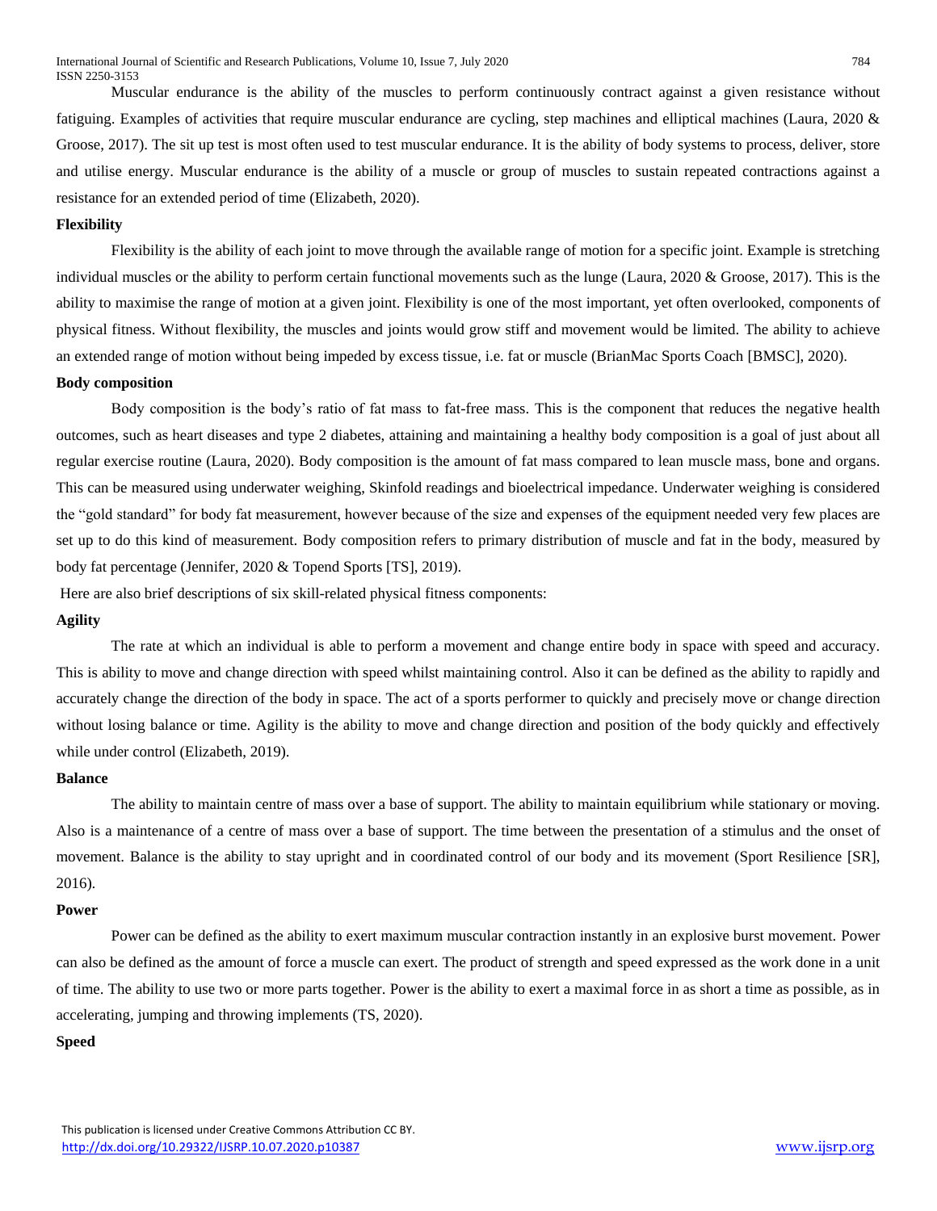Muscular endurance is the ability of the muscles to perform continuously contract against a given resistance without fatiguing. Examples of activities that require muscular endurance are cycling, step machines and elliptical machines (Laura, 2020 & Groose, 2017). The sit up test is most often used to test muscular endurance. It is the ability of body systems to process, deliver, store and utilise energy. Muscular endurance is the ability of a muscle or group of muscles to sustain repeated contractions against a resistance for an extended period of time (Elizabeth, 2020).

**Flexibility**

Flexibility is the ability of each joint to move through the available range of motion for a specific joint. Example is stretching individual muscles or the ability to perform certain functional movements such as the lunge (Laura, 2020 & Groose, 2017). This is the ability to maximise the range of motion at a given joint. Flexibility is one of the most important, yet often overlooked, components of physical fitness. Without flexibility, the muscles and joints would grow stiff and movement would be limited. The ability to achieve an extended range of motion without being impeded by excess tissue, i.e. fat or muscle (BrianMac Sports Coach [BMSC], 2020).

**Body composition**

Body composition is the body's ratio of fat mass to fat-free mass. This is the component that reduces the negative health outcomes, such as heart diseases and type 2 diabetes, attaining and maintaining a healthy body composition is a goal of just about all regular exercise routine (Laura, 2020). Body composition is the amount of fat mass compared to lean muscle mass, bone and organs. This can be measured using underwater weighing, Skinfold readings and bioelectrical impedance. Underwater weighing is considered the "gold standard" for body fat measurement, however because of the size and expenses of the equipment needed very few places are set up to do this kind of measurement. Body composition refers to primary distribution of muscle and fat in the body, measured by body fat percentage (Jennifer, 2020 & Topend Sports [TS], 2019).

Here are also brief descriptions of six skill-related physical fitness components:

**Agility**

The rate at which an individual is able to perform a movement and change entire body in space with speed and accuracy. This is ability to move and change direction with speed whilst maintaining control. Also it can be defined as the ability to rapidly and accurately change the direction of the body in space. The act of a sports performer to quickly and precisely move or change direction without losing balance or time. Agility is the ability to move and change direction and position of the body quickly and effectively while under control (Elizabeth, 2019).

**Balance**

The ability to maintain centre of mass over a base of support. The ability to maintain equilibrium while stationary or moving. Also is a maintenance of a centre of mass over a base of support. The time between the presentation of a stimulus and the onset of movement. Balance is the ability to stay upright and in coordinated control of our body and its movement (Sport Resilience [SR], 2016).

**Power**

Power can be defined as the ability to exert maximum muscular contraction instantly in an explosive burst movement. Power can also be defined as the amount of force a muscle can exert. The product of strength and speed expressed as the work done in a unit of time. The ability to use two or more parts together. Power is the ability to exert a maximal force in as short a time as possible, as in accelerating, jumping and throwing implements (TS, 2020).

**Speed**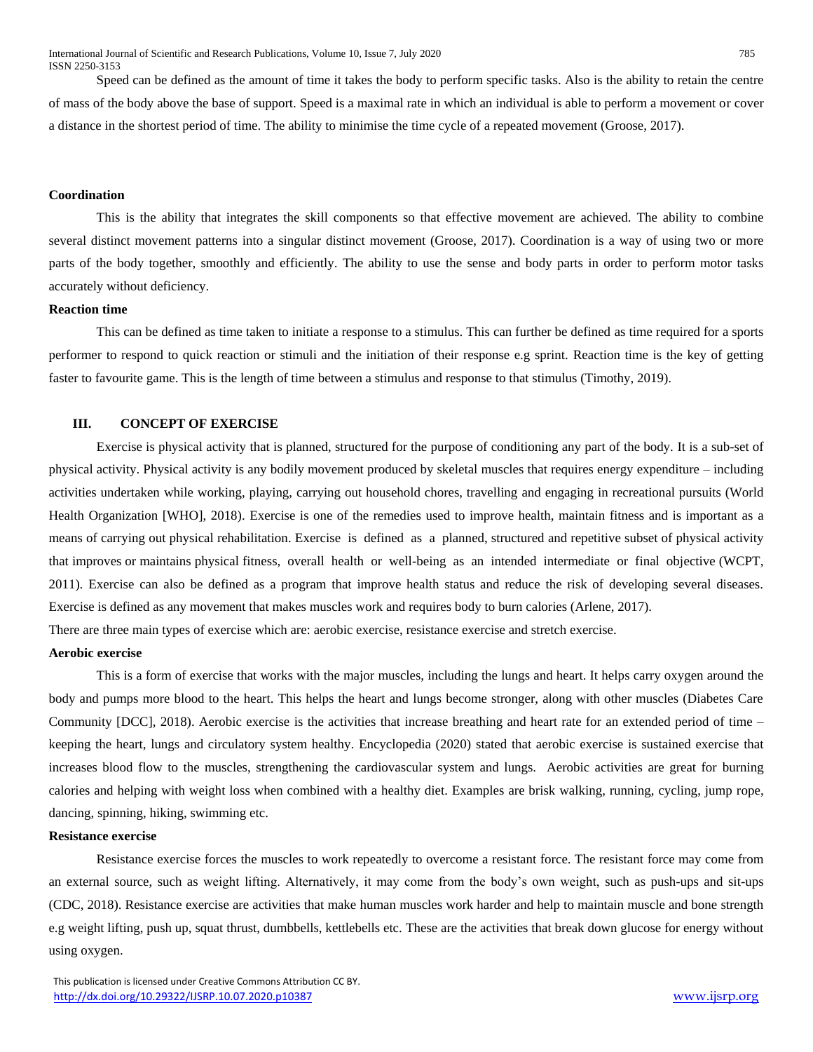Speed can be defined as the amount of time it takes the body to perform specific tasks. Also is the ability to retain the centre of mass of the body above the base of support. Speed is a maximal rate in which an individual is able to perform a movement or cover a distance in the shortest period of time. The ability to minimise the time cycle of a repeated movement (Groose, 2017).

**Coordination**

This is the ability that integrates the skill components so that effective movement are achieved. The ability to combine several distinct movement patterns into a singular distinct movement (Groose, 2017). Coordination is a way of using two or more parts of the body together, smoothly and efficiently. The ability to use the sense and body parts in order to perform motor tasks accurately without deficiency.

**Reaction time**

This can be defined as time taken to initiate a response to a stimulus. This can further be defined as time required for a sports performer to respond to quick reaction or stimuli and the initiation of their response e.g sprint. Reaction time is the key of getting faster to favourite game. This is the length of time between a stimulus and response to that stimulus (Timothy, 2019).

## III. CONCEPT OF EXERCISE

Exercise is physical activity that is planned, structured for the purpose of conditioning any part of the body. It is a sub-set of physical activity. Physical activity is any bodily movement produced by skeletal muscles that requires energy expenditure – including activities undertaken while working, playing, carrying out household chores, travelling and engaging in recreational pursuits (World Health Organization [WHO], 2018). Exercise is one of the remedies used to improve health, maintain fitness and is important as a means of carrying out physical rehabilitation. Exercise is defined as a planned, structured and repetitive subset of physical activity that improves or maintains physical fitness, overall health or well-being as an intended intermediate or final objective (WCPT, 2011). Exercise can also be defined as a program that improve health status and reduce the risk of developing several diseases. Exercise is defined as any movement that makes muscles work and requires body to burn calories (Arlene, 2017).

There are three main types of exercise which are: aerobic exercise, resistance exercise and stretch exercise.

**Aerobic exercise**

This is a form of exercise that works with the major muscles, including the lungs and heart. It helps carry oxygen around the body and pumps more blood to the heart. This helps the heart and lungs become stronger, along with other muscles (Diabetes Care Community [DCC], 2018). Aerobic exercise is the activities that increase breathing and heart rate for an extended period of time – keeping the heart, lungs and circulatory system healthy. Encyclopedia (2020) stated that aerobic exercise is sustained exercise that increases blood flow to the muscles, strengthening the cardiovascular system and lungs. Aerobic activities are great for burning calories and helping with weight loss when combined with a healthy diet. Examples are brisk walking, running, cycling, jump rope, dancing, spinning, hiking, swimming etc.

**Resistance exercise**

Resistance exercise forces the muscles to work repeatedly to overcome a resistant force. The resistant force may come from an external source, such as weight lifting. Alternatively, it may come from the body's own weight, such as push-ups and sit-ups (CDC, 2018). Resistance exercise are activities that make human muscles work harder and help to maintain muscle and bone strength e.g weight lifting, push up, squat thrust, dumbbells, kettlebells etc. These are the activities that break down glucose for energy without using oxygen.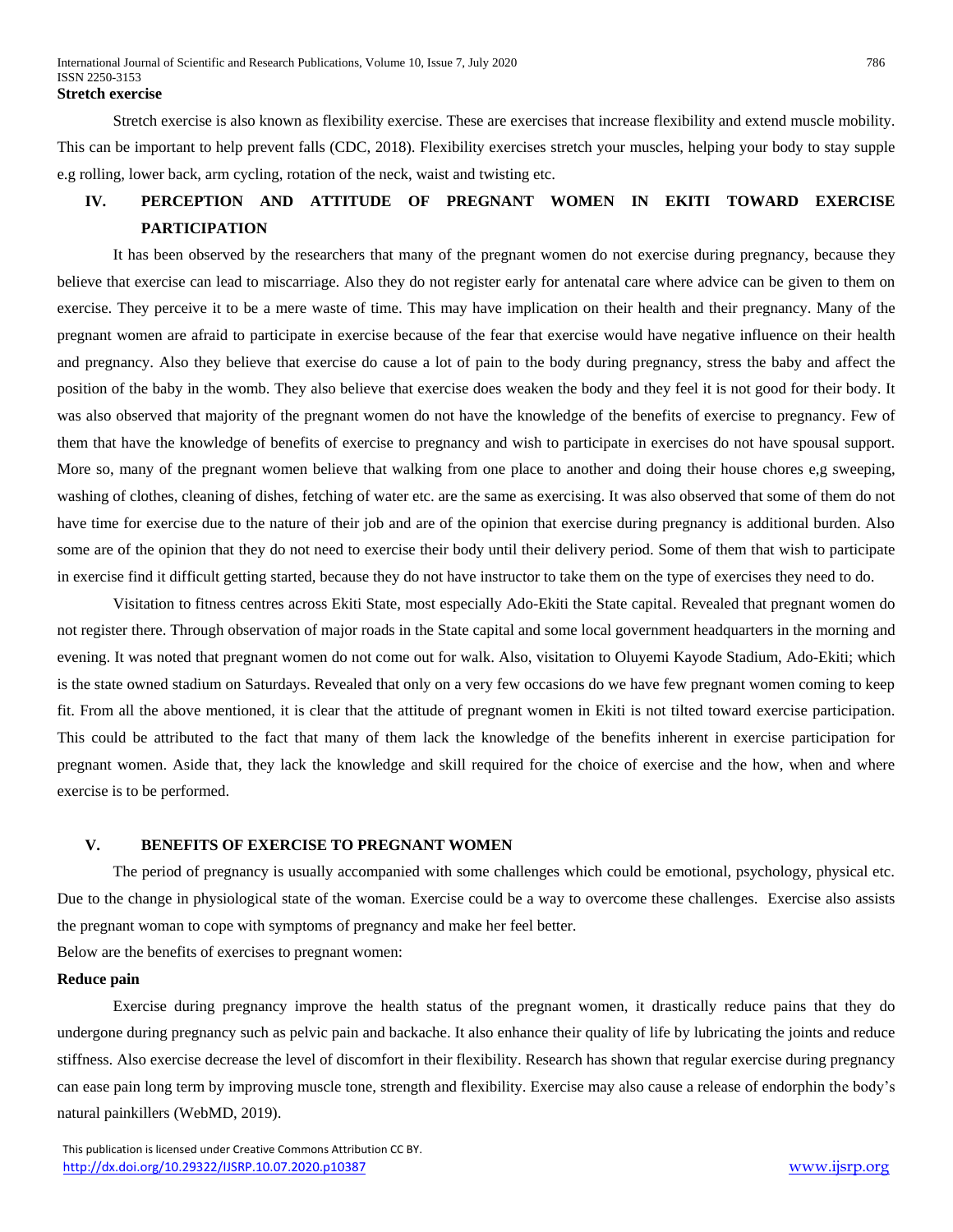**Stretch exercise**

Stretch exercise is also known as flexibility exercise. These are exercises that increase flexibility and extend muscle mobility. This can be important to help prevent falls (CDC, 2018). Flexibility exercises stretch your muscles, helping your body to stay supple e.g rolling, lower back, arm cycling, rotation of the neck, waist and twisting etc.

## IV. PERCEPTION AND ATTITUDE OF PREGNANT WOMEN IN EKITI TOWARD EXERCISE PARTICIPATION

It has been observed by the researchers that many of the pregnant women do not exercise during pregnancy, because they believe that exercise can lead to miscarriage. Also they do not register early for antenatal care where advice can be given to them on exercise. They perceive it to be a mere waste of time. This may have implication on their health and their pregnancy. Many of the pregnant women are afraid to participate in exercise because of the fear that exercise would have negative influence on their health and pregnancy. Also they believe that exercise do cause a lot of pain to the body during pregnancy, stress the baby and affect the position of the baby in the womb. They also believe that exercise does weaken the body and they feel it is not good for their body. It was also observed that majority of the pregnant women do not have the knowledge of the benefits of exercise to pregnancy. Few of them that have the knowledge of benefits of exercise to pregnancy and wish to participate in exercises do not have spousal support. More so, many of the pregnant women believe that walking from one place to another and doing their house chores e,g sweeping, washing of clothes, cleaning of dishes, fetching of water etc. are the same as exercising. It was also observed that some of them do not have time for exercise due to the nature of their job and are of the opinion that exercise during pregnancy is additional burden. Also some are of the opinion that they do not need to exercise their body until their delivery period. Some of them that wish to participate in exercise find it difficult getting started, because they do not have instructor to take them on the type of exercises they need to do.

Visitation to fitness centres across Ekiti State, most especially Ado-Ekiti the State capital. Revealed that pregnant women do not register there. Through observation of major roads in the State capital and some local government headquarters in the morning and evening. It was noted that pregnant women do not come out for walk. Also, visitation to Oluyemi Kayode Stadium, Ado-Ekiti; which is the state owned stadium on Saturdays. Revealed that only on a very few occasions do we have few pregnant women coming to keep fit. From all the above mentioned, it is clear that the attitude of pregnant women in Ekiti is not tilted toward exercise participation. This could be attributed to the fact that many of them lack the knowledge of the benefits inherent in exercise participation for pregnant women. Aside that, they lack the knowledge and skill required for the choice of exercise and the how, when and where exercise is to be performed.

## V. BENEFITS OF EXERCISE TO PREGNANT WOMEN

The period of pregnancy is usually accompanied with some challenges which could be emotional, psychology, physical etc. Due to the change in physiological state of the woman. Exercise could be a way to overcome these challenges. Exercise also assists the pregnant woman to cope with symptoms of pregnancy and make her feel better.

Below are the benefits of exercises to pregnant women:

**Reduce pain**

Exercise during pregnancy improve the health status of the pregnant women, it drastically reduce pains that they do undergone during pregnancy such as pelvic pain and backache. It also enhance their quality of life by lubricating the joints and reduce stiffness. Also exercise decrease the level of discomfort in their flexibility. Research has shown that regular exercise during pregnancy can ease pain long term by improving muscle tone, strength and flexibility. Exercise may also cause a release of endorphin the body's natural painkillers (WebMD, 2019).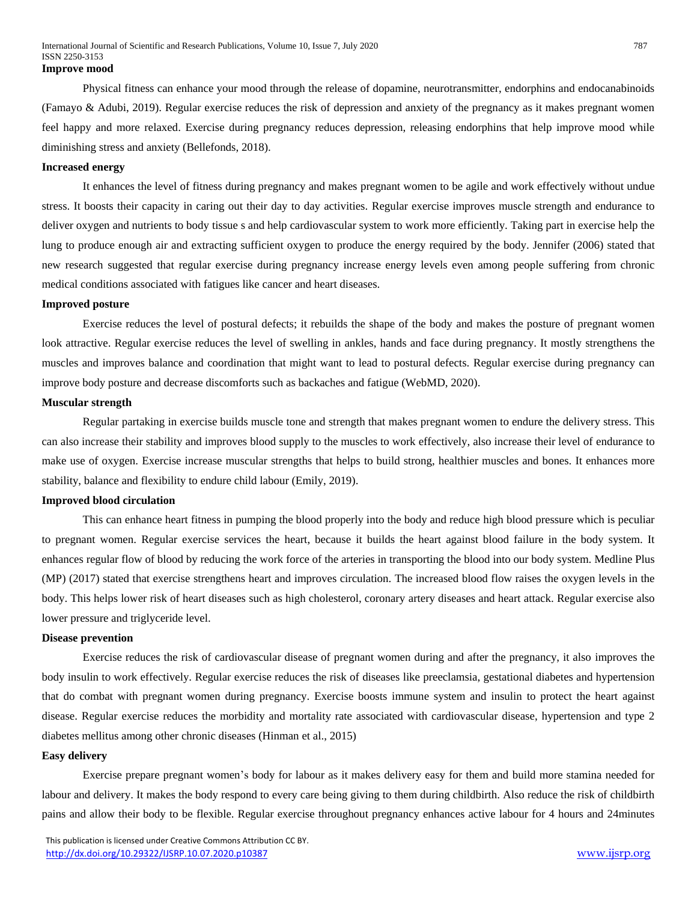**Improve mood**

Physical fitness can enhance your mood through the release of dopamine, neurotransmitter, endorphins and endocanabinoids (Famayo & Adubi, 2019). Regular exercise reduces the risk of depression and anxiety of the pregnancy as it makes pregnant women feel happy and more relaxed. Exercise during pregnancy reduces depression, releasing endorphins that help improve mood while diminishing stress and anxiety (Bellefonds, 2018).

**Increased energy**

It enhances the level of fitness during pregnancy and makes pregnant women to be agile and work effectively without undue stress. It boosts their capacity in caring out their day to day activities. Regular exercise improves muscle strength and endurance to deliver oxygen and nutrients to body tissue s and help cardiovascular system to work more efficiently. Taking part in exercise help the lung to produce enough air and extracting sufficient oxygen to produce the energy required by the body. Jennifer (2006) stated that new research suggested that regular exercise during pregnancy increase energy levels even among people suffering from chronic medical conditions associated with fatigues like cancer and heart diseases.

**Improved posture**

Exercise reduces the level of postural defects; it rebuilds the shape of the body and makes the posture of pregnant women look attractive. Regular exercise reduces the level of swelling in ankles, hands and face during pregnancy. It mostly strengthens the muscles and improves balance and coordination that might want to lead to postural defects. Regular exercise during pregnancy can improve body posture and decrease discomforts such as backaches and fatigue (WebMD, 2020).

**Muscular strength**

Regular partaking in exercise builds muscle tone and strength that makes pregnant women to endure the delivery stress. This can also increase their stability and improves blood supply to the muscles to work effectively, also increase their level of endurance to make use of oxygen. Exercise increase muscular strengths that helps to build strong, healthier muscles and bones. It enhances more stability, balance and flexibility to endure child labour (Emily, 2019).

**Improved blood circulation**

This can enhance heart fitness in pumping the blood properly into the body and reduce high blood pressure which is peculiar to pregnant women. Regular exercise services the heart, because it builds the heart against blood failure in the body system. It enhances regular flow of blood by reducing the work force of the arteries in transporting the blood into our body system. Medline Plus (MP) (2017) stated that exercise strengthens heart and improves circulation. The increased blood flow raises the oxygen levels in the body. This helps lower risk of heart diseases such as high cholesterol, coronary artery diseases and heart attack. Regular exercise also lower pressure and triglyceride level.

**Disease prevention**

Exercise reduces the risk of cardiovascular disease of pregnant women during and after the pregnancy, it also improves the body insulin to work effectively. Regular exercise reduces the risk of diseases like preeclamsia, gestational diabetes and hypertension that do combat with pregnant women during pregnancy. Exercise boosts immune system and insulin to protect the heart against disease. Regular exercise reduces the morbidity and mortality rate associated with cardiovascular disease, hypertension and type 2 diabetes mellitus among other chronic diseases (Hinman et al., 2015)

**Easy delivery**

Exercise prepare pregnant women's body for labour as it makes delivery easy for them and build more stamina needed for labour and delivery. It makes the body respond to every care being giving to them during childbirth. Also reduce the risk of childbirth pains and allow their body to be flexible. Regular exercise throughout pregnancy enhances active labour for 4 hours and 24minutes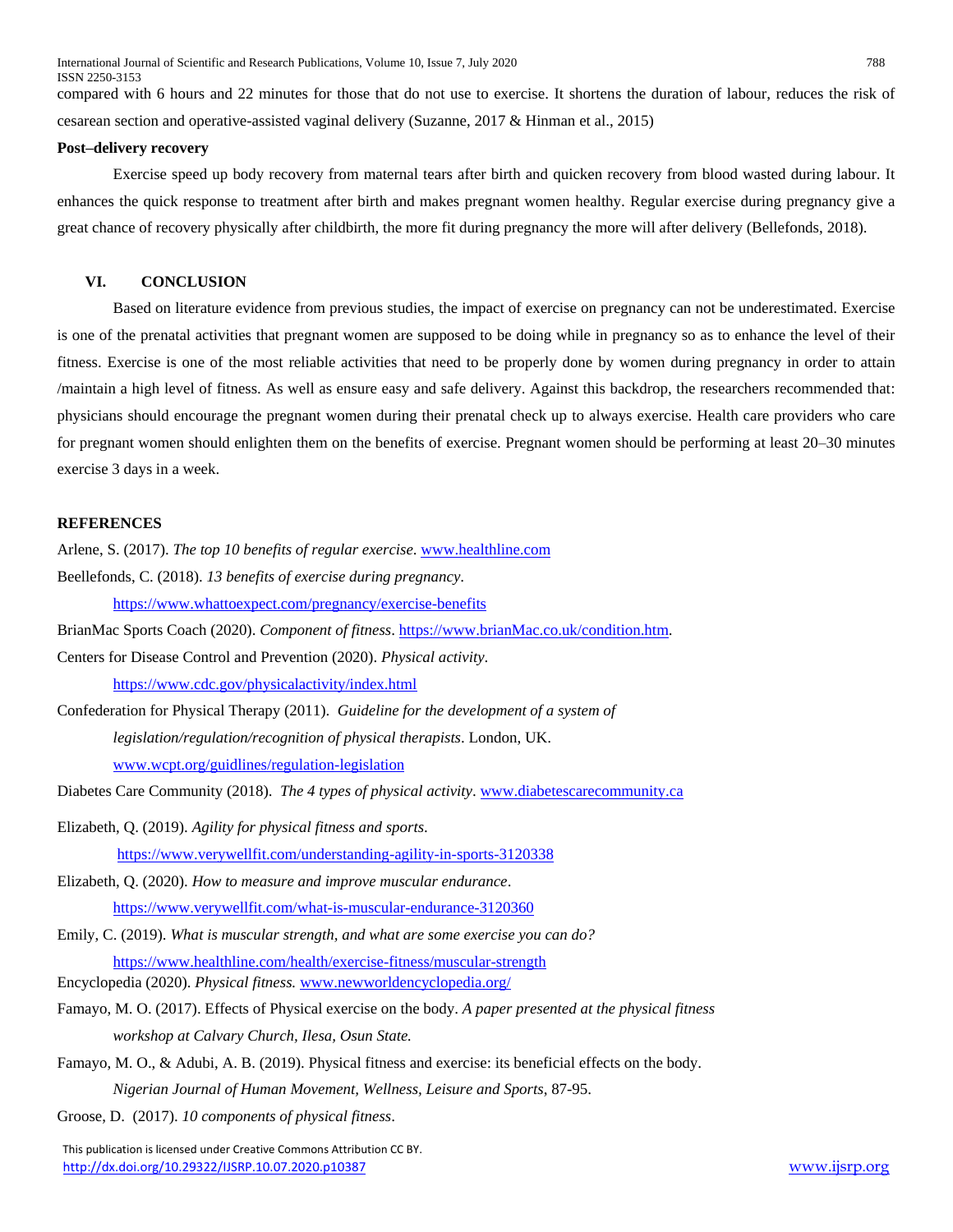compared with 6 hours and 22 minutes for those that do not use to exercise. It shortens the duration of labour, reduces the risk of cesarean section and operative-assisted vaginal delivery (Suzanne, 2017 & Hinman et al., 2015)

**Post–delivery recovery**

Exercise speed up body recovery from maternal tears after birth and quicken recovery from blood wasted during labour. It enhances the quick response to treatment after birth and makes pregnant women healthy. Regular exercise during pregnancy give a great chance of recovery physically after childbirth, the more fit during pregnancy the more will after delivery (Bellefonds, 2018).

## VI. CONCLUSION

Based on literature evidence from previous studies, the impact of exercise on pregnancy can not be underestimated. Exercise is one of the prenatal activities that pregnant women are supposed to be doing while in pregnancy so as to enhance the level of their fitness. Exercise is one of the most reliable activities that need to be properly done by women during pregnancy in order to attain /maintain a high level of fitness. As well as ensure easy and safe delivery. Against this backdrop, the researchers recommended that: physicians should encourage the pregnant women during their prenatal check up to always exercise. Health care providers who care for pregnant women should enlighten them on the benefits of exercise. Pregnant women should be performing at least 20–30 minutes exercise 3 days in a week.

## REFERENCES

Arlene, S. (2017). *The top 10 benefits of regular exercise*. www.healthline.com

Beellefonds, C. (2018). *13 benefits of exercise during pregnancy*. https://www.whattoexpect.com/pregnancy/exercise-benefits

BrianMac Sports Coach (2020). *Component of fitness*. https://www.brianMac.co.uk/condition.htm.

Centers for Disease Control and Prevention (2020). *Physical activity*. https://www.cdc.gov/physicalactivity/index.html

Confederation for Physical Therapy (2011). *Guideline for the development of a system of legislation/regulation/recognition of physical therapists*. London, UK. www.wcpt.org/guidlines/regulation-legislation

Diabetes Care Community (2018). *The 4 types of physical activity*. www.diabetescarecommunity.ca

Elizabeth, Q. (2019). *Agility for physical fitness and sports*. https://www.verywellfit.com/understanding-agility-in-sports-3120338

Elizabeth, Q. (2020). *How to measure and improve muscular endurance*. https://www.verywellfit.com/what-is-muscular-endurance-3120360

Emily, C. (2019). *What is muscular strength, and what are some exercise you can do?* https://www.healthline.com/health/exercise-fitness/muscular-strength

Encyclopedia (2020). *Physical fitness.* www.newworldencyclopedia.org/

Famayo, M. O. (2017). Effects of Physical exercise on the body. *A paper presented at the physical fitness workshop at Calvary Church, Ilesa, Osun State.*

Famayo, M. O., & Adubi, A. B. (2019). Physical fitness and exercise: its beneficial effects on the body. *Nigerian Journal of Human Movement, Wellness, Leisure and Sports*, 87-95.

Groose, D. (2017). *10 components of physical fitness*.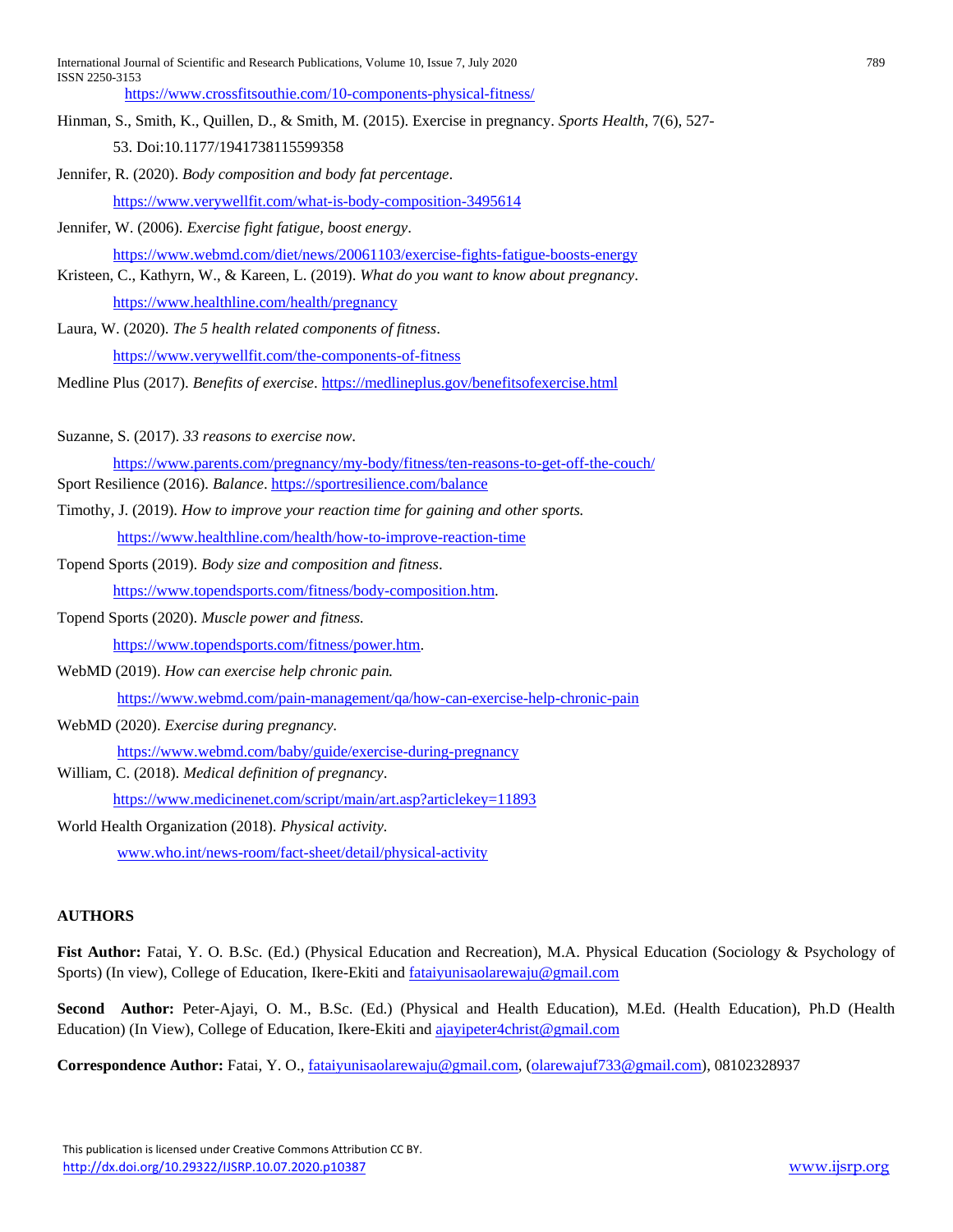https://www.crossfitsouthie.com/10-components-physical-fitness/

Hinman, S., Smith, K., Quillen, D., & Smith, M. (2015). Exercise in pregnancy. *Sports Health*, 7(6), 527-53. Doi:10.1177/1941738115599358

Jennifer, R. (2020). *Body composition and body fat percentage*. https://www.verywellfit.com/what-is-body-composition-3495614

Jennifer, W. (2006). *Exercise fight fatigue, boost energy*. https://www.webmd.com/diet/news/20061103/exercise-fights-fatigue-boosts-energy

Kristeen, C., Kathyrn, W., & Kareen, L. (2019). *What do you want to know about pregnancy*. https://www.healthline.com/health/pregnancy

Laura, W. (2020). *The 5 health related components of fitness*. https://www.verywellfit.com/the-components-of-fitness

Medline Plus (2017). *Benefits of exercise*. https://medlineplus.gov/benefitsofexercise.html

Suzanne, S. (2017). *33 reasons to exercise now*. https://www.parents.com/pregnancy/my-body/fitness/ten-reasons-to-get-off-the-couch/

Sport Resilience (2016). *Balance*. https://sportresilience.com/balance

Timothy, J. (2019). *How to improve your reaction time for gaining and other sports.* https://www.healthline.com/health/how-to-improve-reaction-time

Topend Sports (2019). *Body size and composition and fitness*. https://www.topendsports.com/fitness/body-composition.htm.

Topend Sports (2020). *Muscle power and fitness.* https://www.topendsports.com/fitness/power.htm.

WebMD (2019). *How can exercise help chronic pain.* https://www.webmd.com/pain-management/qa/how-can-exercise-help-chronic-pain

WebMD (2020). *Exercise during pregnancy.* https://www.webmd.com/baby/guide/exercise-during-pregnancy

William, C. (2018). *Medical definition of pregnancy*. https://www.medicinenet.com/script/main/art.asp?articlekey=11893

World Health Organization (2018). *Physical activity*. www.who.int/news-room/fact-sheet/detail/physical-activity

## AUTHORS

**Fist Author:** Fatai, Y. O. B.Sc. (Ed.) (Physical Education and Recreation), M.A. Physical Education (Sociology & Psychology of Sports) (In view), College of Education, Ikere-Ekiti and fataiyunisaolarewaju@gmail.com

**Second Author:** Peter-Ajayi, O. M., B.Sc. (Ed.) (Physical and Health Education), M.Ed. (Health Education), Ph.D (Health Education) (In View), College of Education, Ikere-Ekiti and ajayipeter4christ@gmail.com

**Correspondence Author:** Fatai, Y. O., fataiyunisaolarewaju@gmail.com, (olarewajuf733@gmail.com), 08102328937